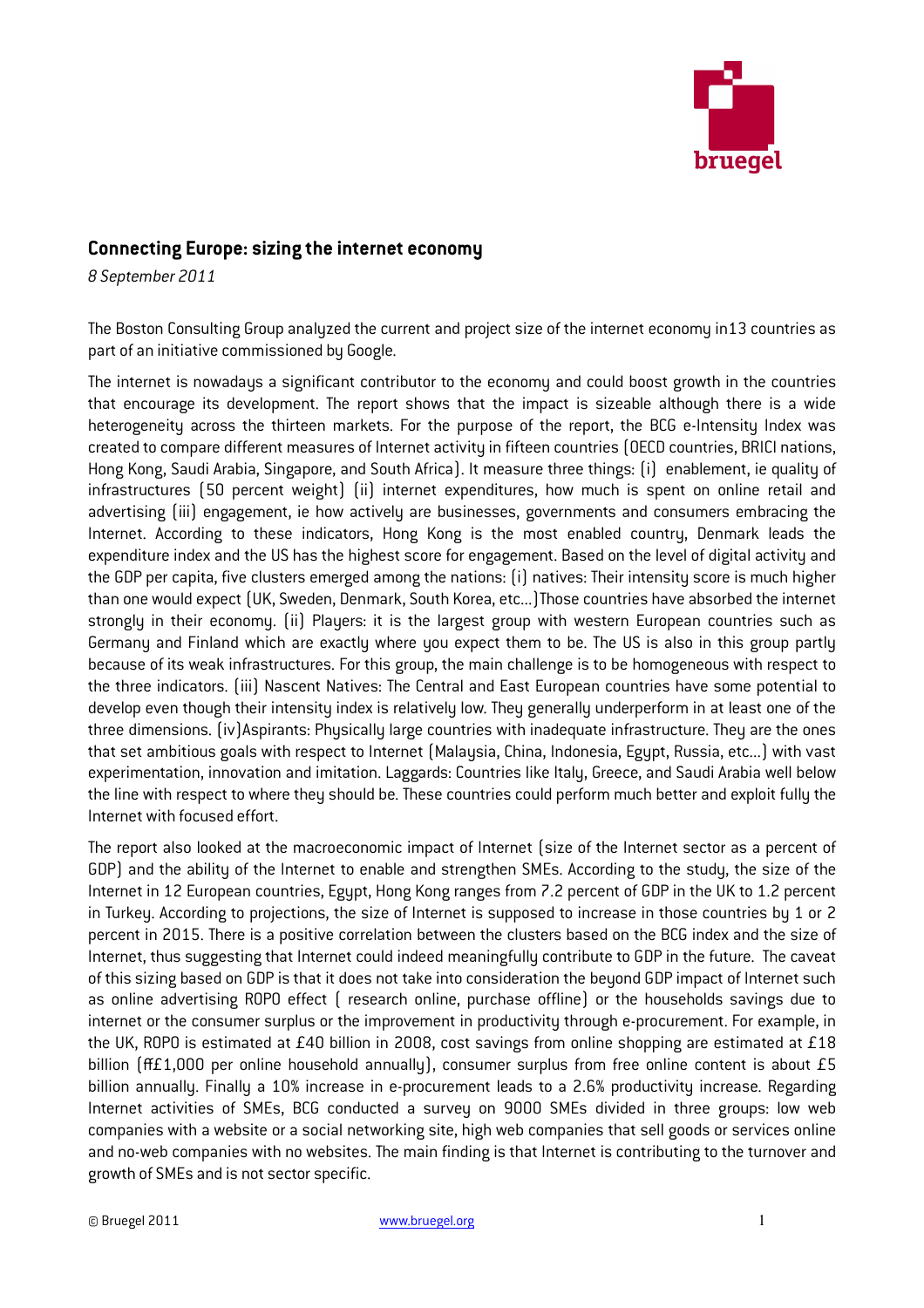## Connecting Europe: sizing the internet economy

*8 September 2011*

The Boston Consulting Group analyzed the current and project size of the internet economy in13 countries as part of an initiative commissioned by Google.

The internet is nowadays a significant contributor to the economy and could boost growth in the countries that encourage its development. The report shows that the impact is sizeable although there is a wide heterogeneity across the thirteen markets. For the purpose of the report, the BCG e-Intensity Index was created to compare different measures of Internet activity in fifteen countries (OECD countries, BRICI nations, Hong Kong, Saudi Arabia, Singapore, and South Africa). It measure three things: (i) enablement, ie quality of infrastructures (50 percent weight) (ii) internet expenditures, how much is spent on online retail and advertising (iii) engagement, ie how actively are businesses, governments and consumers embracing the Internet. According to these indicators, Hong Kong is the most enabled country, Denmark leads the expenditure index and the US has the highest score for engagement. Based on the level of digital activity and the GDP per capita, five clusters emerged among the nations: (i) natives: Their intensity score is much higher than one would expect (UK, Sweden, Denmark, South Korea, etc…)Those countries have absorbed the internet strongly in their economy. (ii) Players: it is the largest group with western European countries such as Germany and Finland which are exactly where you expect them to be. The US is also in this group partly because of its weak infrastructures. For this group, the main challenge is to be homogeneous with respect to the three indicators. (iii) Nascent Natives: The Central and East European countries have some potential to develop even though their intensity index is relatively low. They generally underperform in at least one of the three dimensions. (iv)Aspirants: Physically large countries with inadequate infrastructure. They are the ones that set ambitious goals with respect to Internet (Malaysia, China, Indonesia, Egypt, Russia, etc…) with vast experimentation, innovation and imitation. Laggards: Countries like Italy, Greece, and Saudi Arabia well below the line with respect to where they should be. These countries could perform much better and exploit fully the Internet with focused effort.

The report also looked at the macroeconomic impact of Internet (size of the Internet sector as a percent of GDP) and the ability of the Internet to enable and strengthen SMEs. According to the study, the size of the Internet in 12 European countries, Egypt, Hong Kong ranges from 7.2 percent of GDP in the UK to 1.2 percent in Turkey. According to projections, the size of Internet is supposed to increase in those countries by 1 or 2 percent in 2015. There is a positive correlation between the clusters based on the BCG index and the size of Internet, thus suggesting that Internet could indeed meaningfully contribute to GDP in the future. The caveat of this sizing based on GDP is that it does not take into consideration the beyond GDP impact of Internet such as online advertising ROPO effect ( research online, purchase offline) or the households savings due to internet or the consumer surplus or the improvement in productivity through e-procurement. For example, in the UK, ROPO is estimated at £40 billion in 2008, cost savings from online shopping are estimated at £18 billion (ff£1,000 per online household annually), consumer surplus from free online content is about £5 billion annually. Finally a 10% increase in e-procurement leads to a 2.6% productivity increase. Regarding Internet activities of SMEs, BCG conducted a survey on 9000 SMEs divided in three groups: low web companies with a website or a social networking site, high web companies that sell goods or services online and no-web companies with no websites. The main finding is that Internet is contributing to the turnover and growth of SMEs and is not sector specific.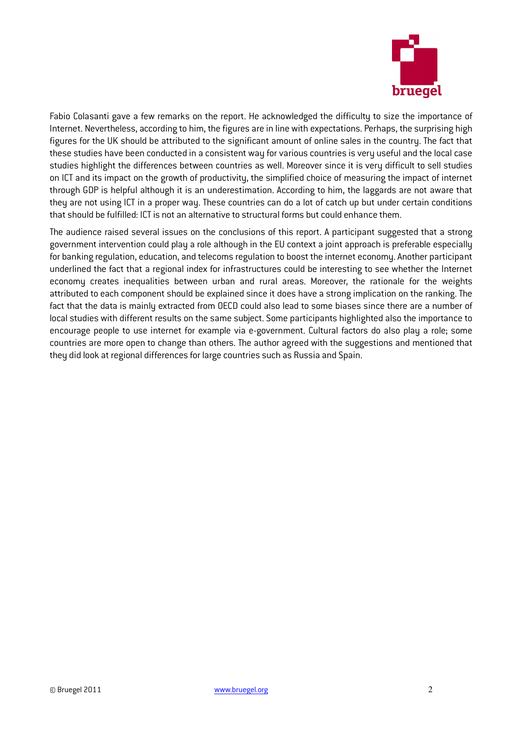Fabio Colasanti gave a few remarks on the report. He acknowledged the difficulty to size the importance of Internet. Nevertheless, according to him, the figures are in line with expectations. Perhaps, the surprising high figures for the UK should be attributed to the significant amount of online sales in the country. The fact that these studies have been conducted in a consistent way for various countries is very useful and the local case studies highlight the differences between countries as well. Moreover since it is very difficult to sell studies on ICT and its impact on the growth of productivity, the simplified choice of measuring the impact of internet through GDP is helpful although it is an underestimation. According to him, the laggards are not aware that they are not using ICT in a proper way. These countries can do a lot of catch up but under certain conditions that should be fulfilled: ICT is not an alternative to structural forms but could enhance them.

The audience raised several issues on the conclusions of this report. A participant suggested that a strong government intervention could play a role although in the EU context a joint approach is preferable especially for banking regulation, education, and telecoms regulation to boost the internet economy. Another participant underlined the fact that a regional index for infrastructures could be interesting to see whether the Internet economy creates inequalities between urban and rural areas. Moreover, the rationale for the weights attributed to each component should be explained since it does have a strong implication on the ranking. The fact that the data is mainly extracted from OECD could also lead to some biases since there are a number of local studies with different results on the same subject. Some participants highlighted also the importance to encourage people to use internet for example via e-government. Cultural factors do also play a role; some countries are more open to change than others. The author agreed with the suggestions and mentioned that they did look at regional differences for large countries such as Russia and Spain.